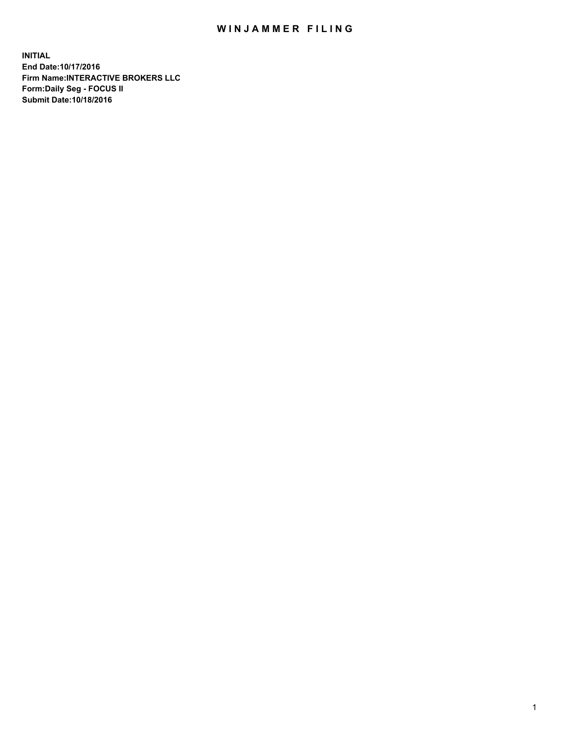# WINJAMMER FILING

**INITIAL**
**End Date:10/17/2016**
**Firm Name:INTERACTIVE BROKERS LLC**
**Form:Daily Seg - FOCUS II**
**Submit Date:10/18/2016**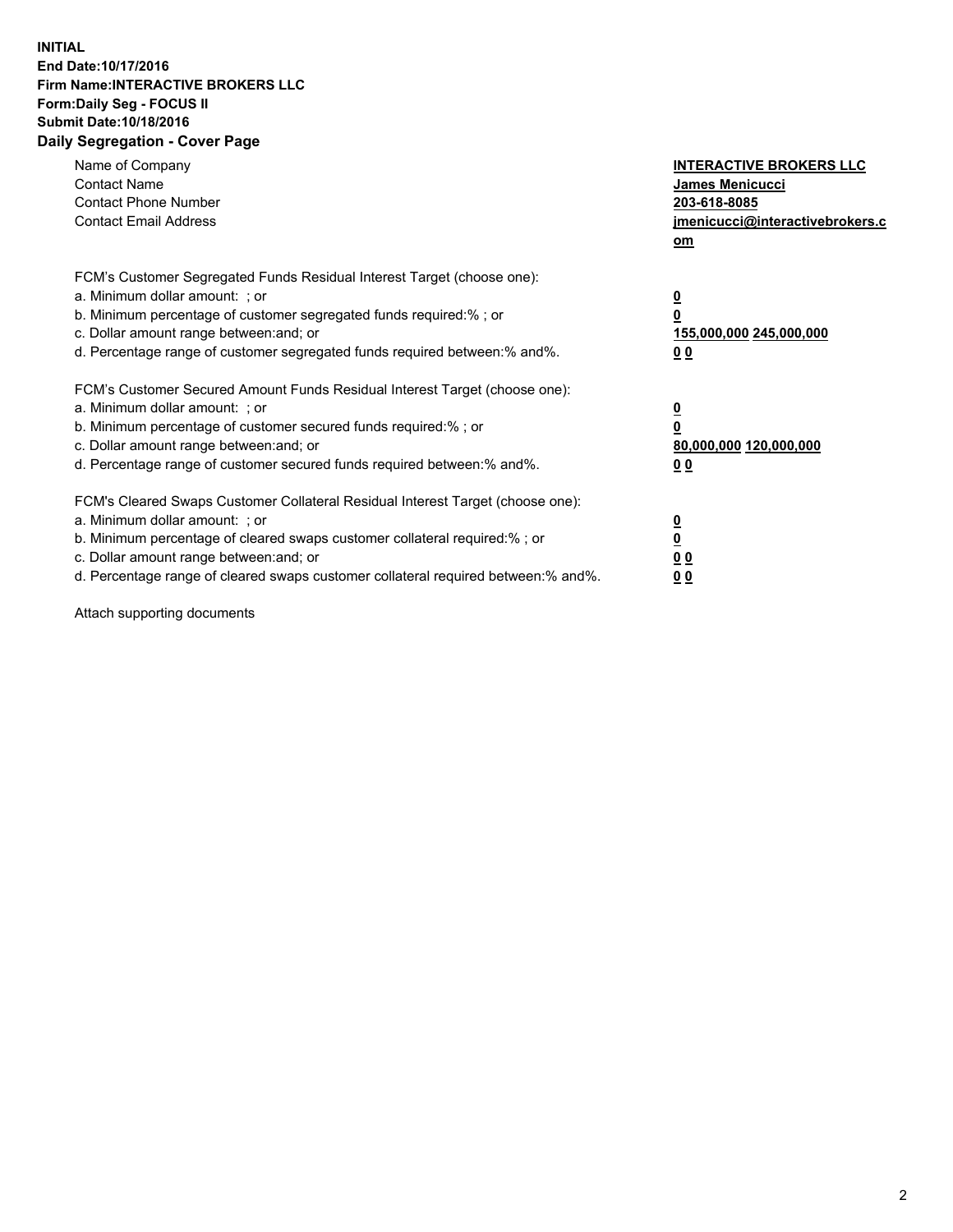**INITIAL**
**End Date:10/17/2016**
**Firm Name:INTERACTIVE BROKERS LLC**
**Form:Daily Seg - FOCUS II**
**Submit Date:10/18/2016**
**Daily Segregation - Cover Page**

| | |
|---|---|
| Name of Company | **INTERACTIVE BROKERS LLC** |
| Contact Name | **James Menicucci** |
| Contact Phone Number | **203-618-8085** |
| Contact Email Address | **jmenicucci@interactivebrokers.com** |

FCM's Customer Segregated Funds Residual Interest Target (choose one):

| | |
|---|---|
| a. Minimum dollar amount: ; or | **0** |
| b. Minimum percentage of customer segregated funds required:% ; or | **0** |
| c. Dollar amount range between:and; or | **155,000,000 245,000,000** |
| d. Percentage range of customer segregated funds required between:% and%. | **0 0** |

FCM's Customer Secured Amount Funds Residual Interest Target (choose one):

| | |
|---|---|
| a. Minimum dollar amount: ; or | **0** |
| b. Minimum percentage of customer secured funds required:% ; or | **0** |
| c. Dollar amount range between:and; or | **80,000,000 120,000,000** |
| d. Percentage range of customer secured funds required between:% and%. | **0 0** |

FCM's Cleared Swaps Customer Collateral Residual Interest Target (choose one):

| | |
|---|---|
| a. Minimum dollar amount: ; or | **0** |
| b. Minimum percentage of cleared swaps customer collateral required:% ; or | **0** |
| c. Dollar amount range between:and; or | **0 0** |
| d. Percentage range of cleared swaps customer collateral required between:% and%. | **0 0** |

Attach supporting documents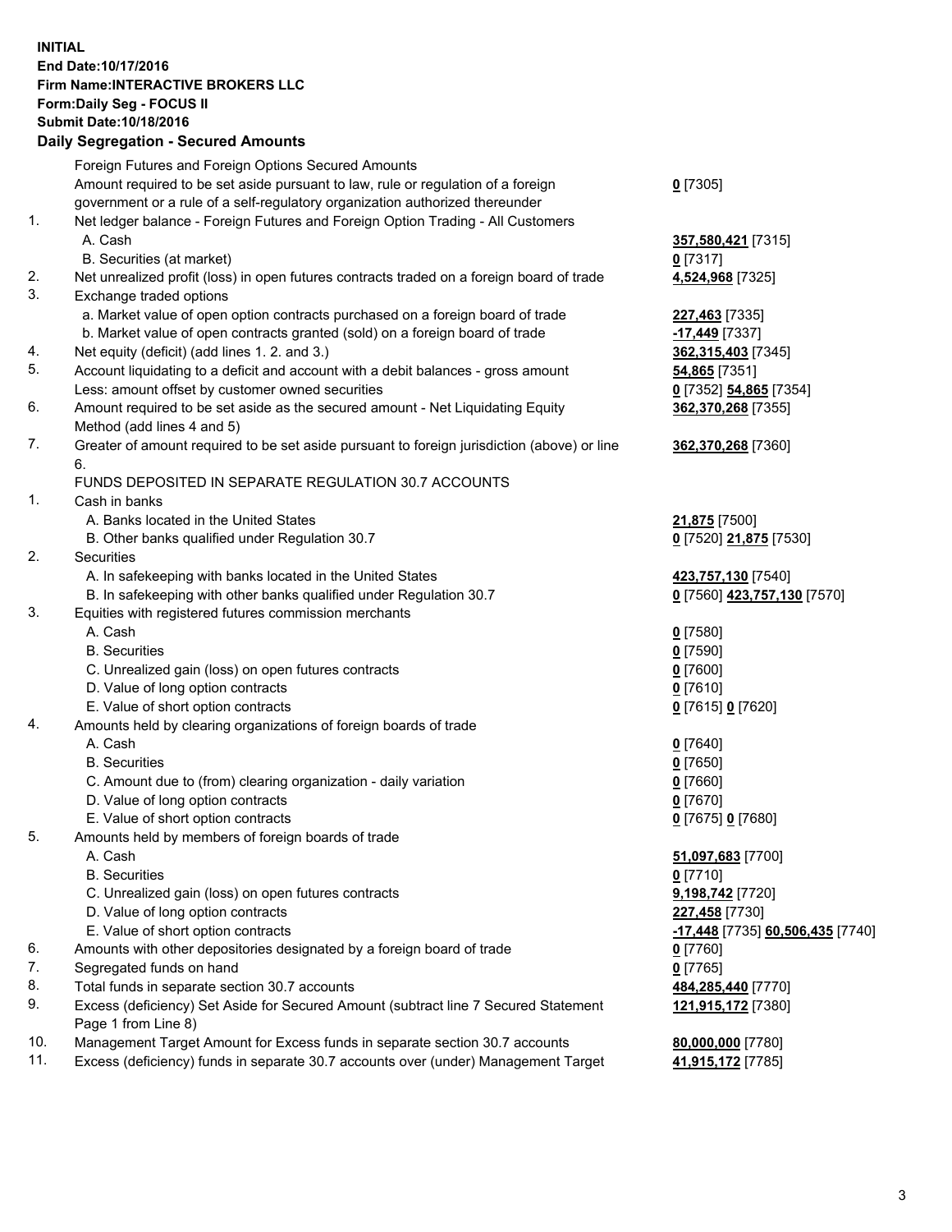**INITIAL**
**End Date:10/17/2016**
**Firm Name:INTERACTIVE BROKERS LLC**
**Form:Daily Seg - FOCUS II**
**Submit Date:10/18/2016**

## Daily Segregation - Secured Amounts

| | | |
|---|---|---|
| | Foreign Futures and Foreign Options Secured Amounts | |
| | Amount required to be set aside pursuant to law, rule or regulation of a foreign government or a rule of a self-regulatory organization authorized thereunder | **0** [7305] |
| 1. | Net ledger balance - Foreign Futures and Foreign Option Trading - All Customers | |
| | A. Cash | **357,580,421** [7315] |
| | B. Securities (at market) | **0** [7317] |
| 2. | Net unrealized profit (loss) in open futures contracts traded on a foreign board of trade | **4,524,968** [7325] |
| 3. | Exchange traded options | |
| | a. Market value of open option contracts purchased on a foreign board of trade | **227,463** [7335] |
| | b. Market value of open contracts granted (sold) on a foreign board of trade | **-17,449** [7337] |
| 4. | Net equity (deficit) (add lines 1. 2. and 3.) | **362,315,403** [7345] |
| 5. | Account liquidating to a deficit and account with a debit balances - gross amount | **54,865** [7351] |
| | Less: amount offset by customer owned securities | **0** [7352] **54,865** [7354] |
| 6. | Amount required to be set aside as the secured amount - Net Liquidating Equity Method (add lines 4 and 5) | **362,370,268** [7355] |
| 7. | Greater of amount required to be set aside pursuant to foreign jurisdiction (above) or line 6. | **362,370,268** [7360] |
| | FUNDS DEPOSITED IN SEPARATE REGULATION 30.7 ACCOUNTS | |
| 1. | Cash in banks | |
| | A. Banks located in the United States | **21,875** [7500] |
| | B. Other banks qualified under Regulation 30.7 | **0** [7520] **21,875** [7530] |
| 2. | Securities | |
| | A. In safekeeping with banks located in the United States | **423,757,130** [7540] |
| | B. In safekeeping with other banks qualified under Regulation 30.7 | **0** [7560] **423,757,130** [7570] |
| 3. | Equities with registered futures commission merchants | |
| | A. Cash | **0** [7580] |
| | B. Securities | **0** [7590] |
| | C. Unrealized gain (loss) on open futures contracts | **0** [7600] |
| | D. Value of long option contracts | **0** [7610] |
| | E. Value of short option contracts | **0** [7615] **0** [7620] |
| 4. | Amounts held by clearing organizations of foreign boards of trade | |
| | A. Cash | **0** [7640] |
| | B. Securities | **0** [7650] |
| | C. Amount due to (from) clearing organization - daily variation | **0** [7660] |
| | D. Value of long option contracts | **0** [7670] |
| | E. Value of short option contracts | **0** [7675] **0** [7680] |
| 5. | Amounts held by members of foreign boards of trade | |
| | A. Cash | **51,097,683** [7700] |
| | B. Securities | **0** [7710] |
| | C. Unrealized gain (loss) on open futures contracts | **9,198,742** [7720] |
| | D. Value of long option contracts | **227,458** [7730] |
| | E. Value of short option contracts | **-17,448** [7735] **60,506,435** [7740] |
| 6. | Amounts with other depositories designated by a foreign board of trade | **0** [7760] |
| 7. | Segregated funds on hand | **0** [7765] |
| 8. | Total funds in separate section 30.7 accounts | **484,285,440** [7770] |
| 9. | Excess (deficiency) Set Aside for Secured Amount (subtract line 7 Secured Statement Page 1 from Line 8) | **121,915,172** [7380] |
| 10. | Management Target Amount for Excess funds in separate section 30.7 accounts | **80,000,000** [7780] |
| 11. | Excess (deficiency) funds in separate 30.7 accounts over (under) Management Target | **41,915,172** [7785] |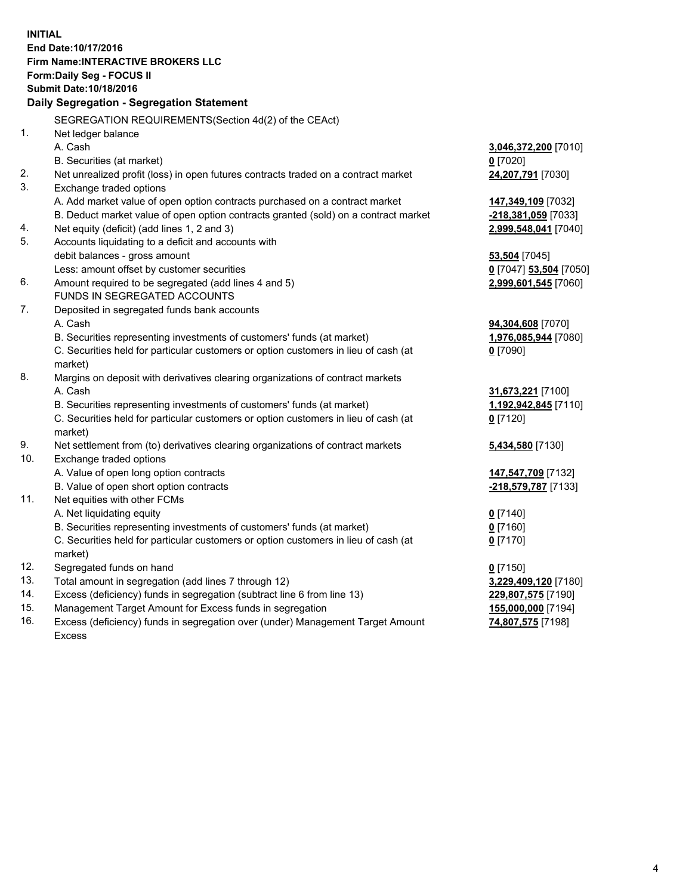**INITIAL**
**End Date:10/17/2016**
**Firm Name:INTERACTIVE BROKERS LLC**
**Form:Daily Seg - FOCUS II**
**Submit Date:10/18/2016**

**Daily Segregation - Segregation Statement**

| | | |
|---|---|---|
| | SEGREGATION REQUIREMENTS(Section 4d(2) of the CEAct) | |
| 1. | Net ledger balance | |
| | A. Cash | **3,046,372,200** [7010] |
| | B. Securities (at market) | **0** [7020] |
| 2. | Net unrealized profit (loss) in open futures contracts traded on a contract market | **24,207,791** [7030] |
| 3. | Exchange traded options | |
| | A. Add market value of open option contracts purchased on a contract market | **147,349,109** [7032] |
| | B. Deduct market value of open option contracts granted (sold) on a contract market | **-218,381,059** [7033] |
| 4. | Net equity (deficit) (add lines 1, 2 and 3) | **2,999,548,041** [7040] |
| 5. | Accounts liquidating to a deficit and accounts with | |
| | debit balances - gross amount | **53,504** [7045] |
| | Less: amount offset by customer securities | **0** [7047] **53,504** [7050] |
| 6. | Amount required to be segregated (add lines 4 and 5) | **2,999,601,545** [7060] |
| | FUNDS IN SEGREGATED ACCOUNTS | |
| 7. | Deposited in segregated funds bank accounts | |
| | A. Cash | **94,304,608** [7070] |
| | B. Securities representing investments of customers' funds (at market) | **1,976,085,944** [7080] |
| | C. Securities held for particular customers or option customers in lieu of cash (at market) | **0** [7090] |
| 8. | Margins on deposit with derivatives clearing organizations of contract markets | |
| | A. Cash | **31,673,221** [7100] |
| | B. Securities representing investments of customers' funds (at market) | **1,192,942,845** [7110] |
| | C. Securities held for particular customers or option customers in lieu of cash (at market) | **0** [7120] |
| 9. | Net settlement from (to) derivatives clearing organizations of contract markets | **5,434,580** [7130] |
| 10. | Exchange traded options | |
| | A. Value of open long option contracts | **147,547,709** [7132] |
| | B. Value of open short option contracts | **-218,579,787** [7133] |
| 11. | Net equities with other FCMs | |
| | A. Net liquidating equity | **0** [7140] |
| | B. Securities representing investments of customers' funds (at market) | **0** [7160] |
| | C. Securities held for particular customers or option customers in lieu of cash (at market) | **0** [7170] |
| 12. | Segregated funds on hand | **0** [7150] |
| 13. | Total amount in segregation (add lines 7 through 12) | **3,229,409,120** [7180] |
| 14. | Excess (deficiency) funds in segregation (subtract line 6 from line 13) | **229,807,575** [7190] |
| 15. | Management Target Amount for Excess funds in segregation | **155,000,000** [7194] |
| 16. | Excess (deficiency) funds in segregation over (under) Management Target Amount Excess | **74,807,575** [7198] |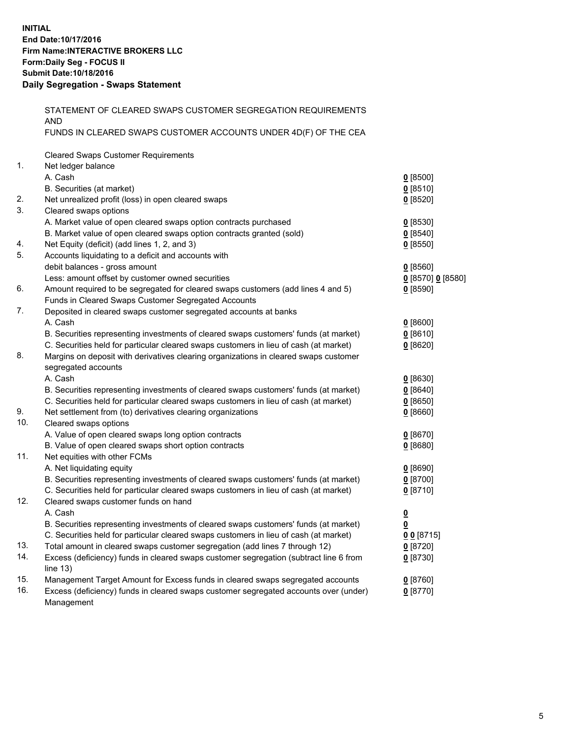**INITIAL**
**End Date:10/17/2016**
**Firm Name:INTERACTIVE BROKERS LLC**
**Form:Daily Seg - FOCUS II**
**Submit Date:10/18/2016**
**Daily Segregation - Swaps Statement**

STATEMENT OF CLEARED SWAPS CUSTOMER SEGREGATION REQUIREMENTS AND FUNDS IN CLEARED SWAPS CUSTOMER ACCOUNTS UNDER 4D(F) OF THE CEA

| | | |
|---|---|---|
| | Cleared Swaps Customer Requirements | |
| 1. | Net ledger balance | |
| | A. Cash | 0 [8500] |
| | B. Securities (at market) | 0 [8510] |
| 2. | Net unrealized profit (loss) in open cleared swaps | 0 [8520] |
| 3. | Cleared swaps options | |
| | A. Market value of open cleared swaps option contracts purchased | 0 [8530] |
| | B. Market value of open cleared swaps option contracts granted (sold) | 0 [8540] |
| 4. | Net Equity (deficit) (add lines 1, 2, and 3) | 0 [8550] |
| 5. | Accounts liquidating to a deficit and accounts with debit balances - gross amount | 0 [8560] |
| | Less: amount offset by customer owned securities | 0 [8570] 0 [8580] |
| 6. | Amount required to be segregated for cleared swaps customers (add lines 4 and 5) | 0 [8590] |
| | Funds in Cleared Swaps Customer Segregated Accounts | |
| 7. | Deposited in cleared swaps customer segregated accounts at banks | |
| | A. Cash | 0 [8600] |
| | B. Securities representing investments of cleared swaps customers' funds (at market) | 0 [8610] |
| | C. Securities held for particular cleared swaps customers in lieu of cash (at market) | 0 [8620] |
| 8. | Margins on deposit with derivatives clearing organizations in cleared swaps customer segregated accounts | |
| | A. Cash | 0 [8630] |
| | B. Securities representing investments of cleared swaps customers' funds (at market) | 0 [8640] |
| | C. Securities held for particular cleared swaps customers in lieu of cash (at market) | 0 [8650] |
| 9. | Net settlement from (to) derivatives clearing organizations | 0 [8660] |
| 10. | Cleared swaps options | |
| | A. Value of open cleared swaps long option contracts | 0 [8670] |
| | B. Value of open cleared swaps short option contracts | 0 [8680] |
| 11. | Net equities with other FCMs | |
| | A. Net liquidating equity | 0 [8690] |
| | B. Securities representing investments of cleared swaps customers' funds (at market) | 0 [8700] |
| | C. Securities held for particular cleared swaps customers in lieu of cash (at market) | 0 [8710] |
| 12. | Cleared swaps customer funds on hand | |
| | A. Cash | 0 |
| | B. Securities representing investments of cleared swaps customers' funds (at market) | 0 |
| | C. Securities held for particular cleared swaps customers in lieu of cash (at market) | 0 0 [8715] |
| 13. | Total amount in cleared swaps customer segregation (add lines 7 through 12) | 0 [8720] |
| 14. | Excess (deficiency) funds in cleared swaps customer segregation (subtract line 6 from line 13) | 0 [8730] |
| 15. | Management Target Amount for Excess funds in cleared swaps segregated accounts | 0 [8760] |
| 16. | Excess (deficiency) funds in cleared swaps customer segregated accounts over (under) Management | 0 [8770] |